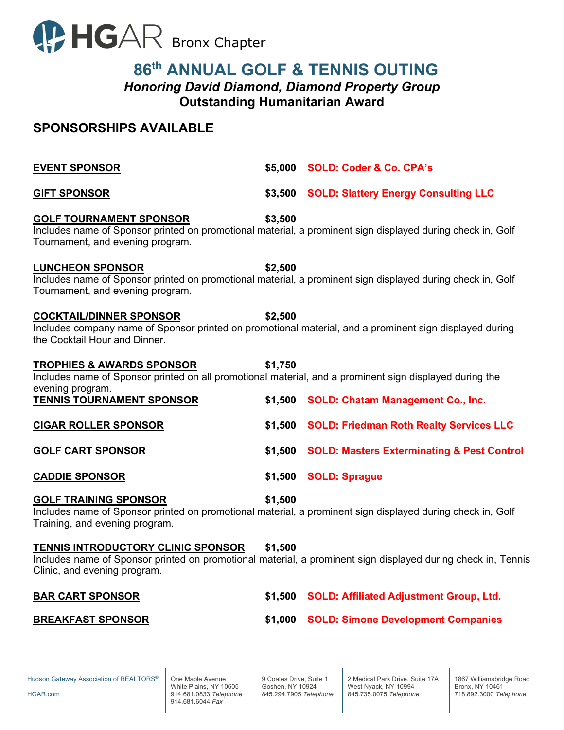HGAR Bronx Chapter

# 86th ANNUAL GOLF & TENNIS OUTING

***Honoring David Diamond, Diamond Property Group***

**Outstanding Humanitarian Award**

## SPONSORSHIPS AVAILABLE

**EVENT SPONSOR** $5,000 **SOLD: Coder & Co. CPA's**

**GIFT SPONSOR** $3,500 **SOLD: Slattery Energy Consulting LLC**

**GOLF TOURNAMENT SPONSOR** $3,500
Includes name of Sponsor printed on promotional material, a prominent sign displayed during check in, Golf Tournament, and evening program.

**LUNCHEON SPONSOR** $2,500
Includes name of Sponsor printed on promotional material, a prominent sign displayed during check in, Golf Tournament, and evening program.

**COCKTAIL/DINNER SPONSOR** $2,500
Includes company name of Sponsor printed on promotional material, and a prominent sign displayed during the Cocktail Hour and Dinner.

**TROPHIES & AWARDS SPONSOR** $1,750
Includes name of Sponsor printed on all promotional material, and a prominent sign displayed during the evening program.

**TENNIS TOURNAMENT SPONSOR** $1,500 **SOLD: Chatam Management Co., Inc.**

**CIGAR ROLLER SPONSOR** $1,500 **SOLD: Friedman Roth Realty Services LLC**

**GOLF CART SPONSOR** $1,500 **SOLD: Masters Exterminating & Pest Control**

**CADDIE SPONSOR** $1,500 **SOLD: Sprague**

**GOLF TRAINING SPONSOR** $1,500
Includes name of Sponsor printed on promotional material, a prominent sign displayed during check in, Golf Training, and evening program.

**TENNIS INTRODUCTORY CLINIC SPONSOR** $1,500
Includes name of Sponsor printed on promotional material, a prominent sign displayed during check in, Tennis Clinic, and evening program.

**BAR CART SPONSOR** $1,500 **SOLD: Affiliated Adjustment Group, Ltd.**

**BREAKFAST SPONSOR** $1,000 **SOLD: Simone Development Companies**

Hudson Gateway Association of REALTORS®
HGAR.com

One Maple Avenue
White Plains, NY 10605
914.681.0833 *Telephone*
914.681.6044 *Fax*

9 Coates Drive, Suite 1
Goshen, NY 10924
845.294.7905 *Telephone*

2 Medical Park Drive, Suite 17A
West Nyack, NY 10994
845.735.0075 *Telephone*

1867 Williamsbridge Road
Bronx, NY 10461
718.892.3000 *Telephone*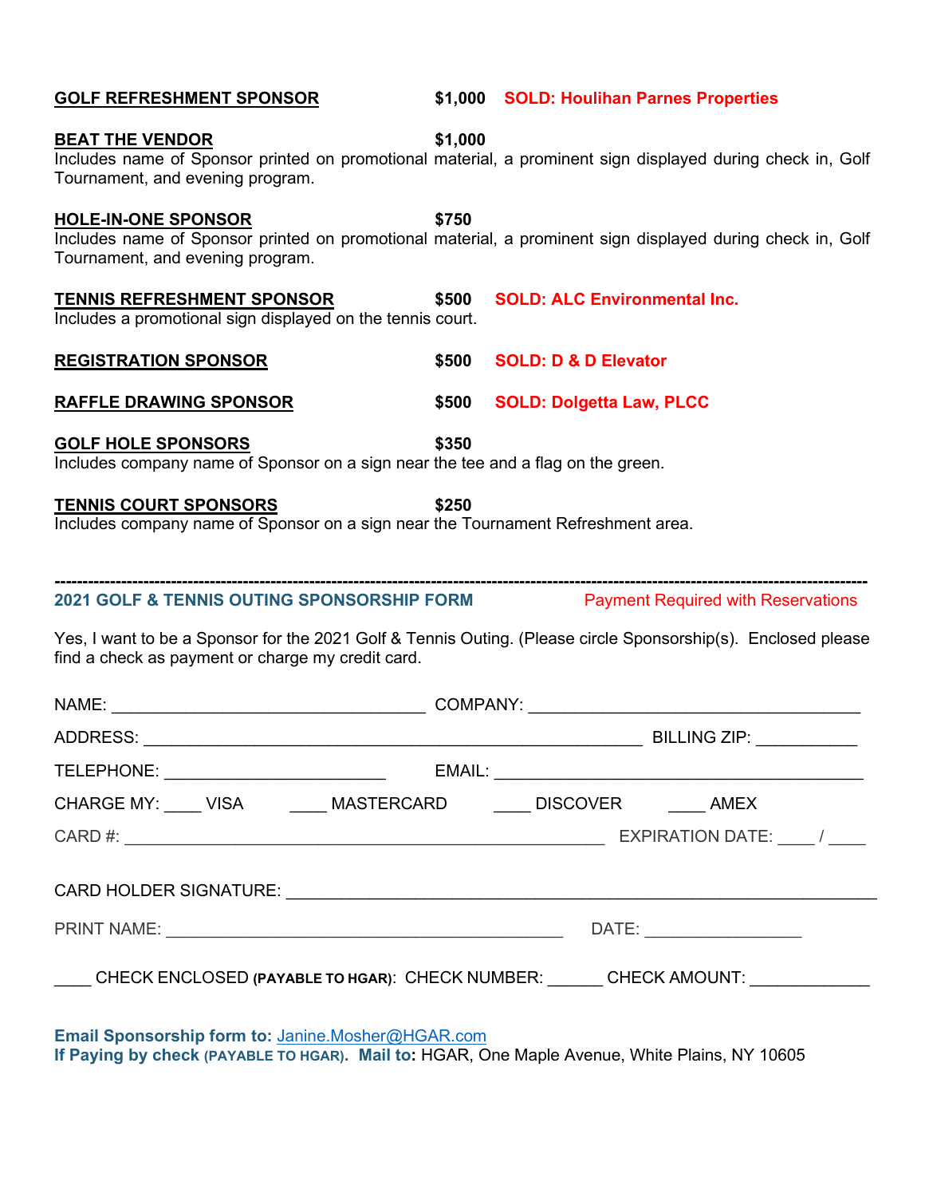**GOLF REFRESHMENT SPONSOR** **$1,000** **SOLD: Houlihan Parnes Properties**

**BEAT THE VENDOR** **$1,000**
Includes name of Sponsor printed on promotional material, a prominent sign displayed during check in, Golf Tournament, and evening program.

**HOLE-IN-ONE SPONSOR** **$750**
Includes name of Sponsor printed on promotional material, a prominent sign displayed during check in, Golf Tournament, and evening program.

**TENNIS REFRESHMENT SPONSOR** **$500** **SOLD: ALC Environmental Inc.**
Includes a promotional sign displayed on the tennis court.

**REGISTRATION SPONSOR** **$500** **SOLD: D & D Elevator**

**RAFFLE DRAWING SPONSOR** **$500** **SOLD: Dolgetta Law, PLCC**

**GOLF HOLE SPONSORS** **$350**
Includes company name of Sponsor on a sign near the tee and a flag on the green.

**TENNIS COURT SPONSORS** **$250**
Includes company name of Sponsor on a sign near the Tournament Refreshment area.

---

**2021 GOLF & TENNIS OUTING SPONSORSHIP FORM** Payment Required with Reservations

Yes, I want to be a Sponsor for the 2021 Golf & Tennis Outing. (Please circle Sponsorship(s). Enclosed please find a check as payment or charge my credit card.

NAME: ________________________________ COMPANY: ___________________________________

ADDRESS: ____________________________________________________ BILLING ZIP: __________

TELEPHONE: ______________________ EMAIL: ______________________________________

CHARGE MY: ____ VISA ____ MASTERCARD ____ DISCOVER ____ AMEX

CARD #: __________________________________________________ EXPIRATION DATE: ____ / ____

CARD HOLDER SIGNATURE: ____________________________________________________________

PRINT NAME: _________________________________________ DATE: ________________

____ CHECK ENCLOSED **(PAYABLE TO HGAR)**: CHECK NUMBER: ______ CHECK AMOUNT: ____________

**Email Sponsorship form to:** Janine.Mosher@HGAR.com
**If Paying by check (PAYABLE TO HGAR). Mail to:** HGAR, One Maple Avenue, White Plains, NY 10605